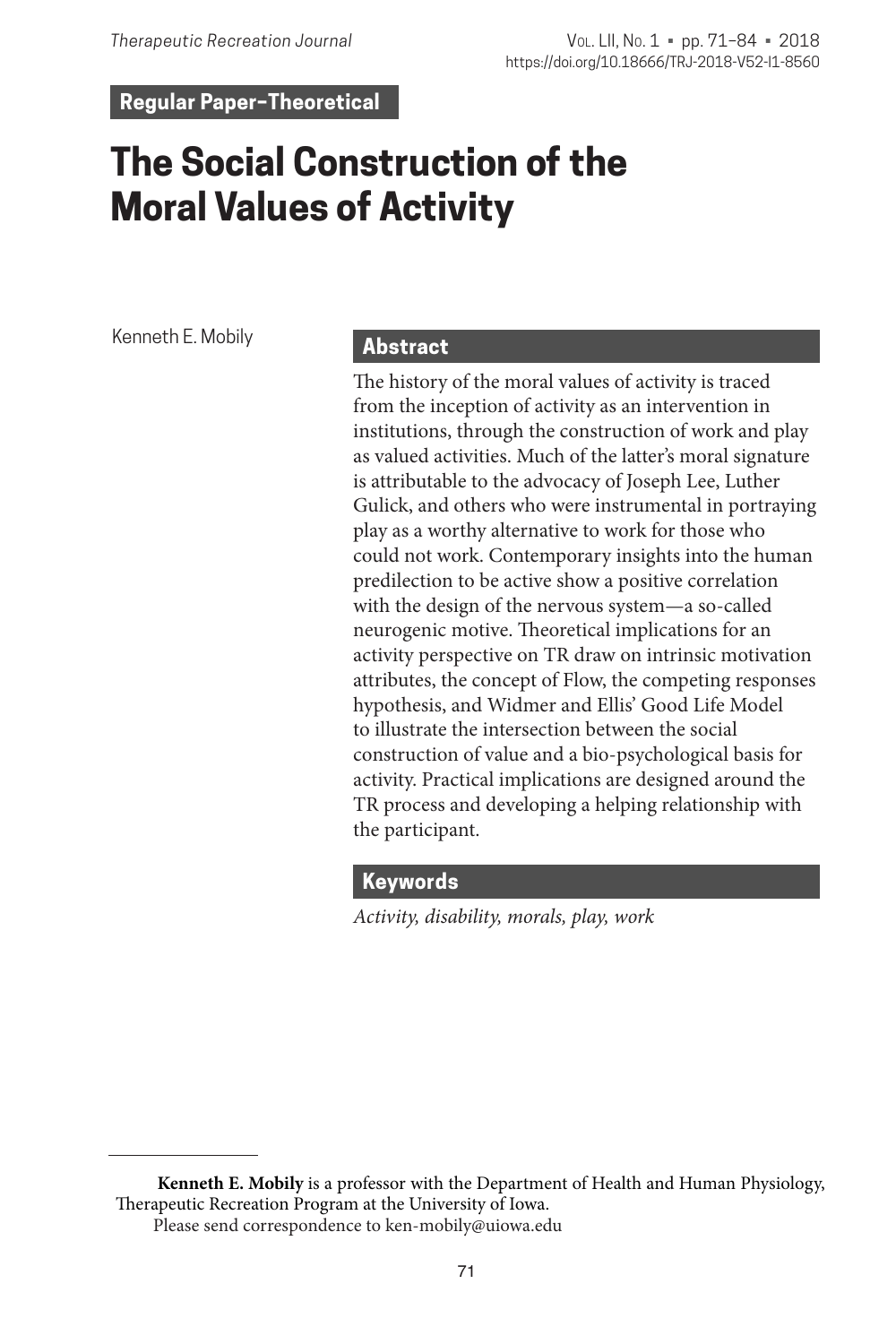Regular Paper–Theoretical

# The Social Construction of the Moral Values of Activity

Kenneth E. Mobily

## Abstract

The history of the moral values of activity is traced from the inception of activity as an intervention in institutions, through the construction of work and play as valued activities. Much of the latter's moral signature is attributable to the advocacy of Joseph Lee, Luther Gulick, and others who were instrumental in portraying play as a worthy alternative to work for those who could not work. Contemporary insights into the human predilection to be active show a positive correlation with the design of the nervous system—a so-called neurogenic motive. Theoretical implications for an activity perspective on TR draw on intrinsic motivation attributes, the concept of Flow, the competing responses hypothesis, and Widmer and Ellis' Good Life Model to illustrate the intersection between the social construction of value and a bio-psychological basis for activity. Practical implications are designed around the TR process and developing a helping relationship with the participant.

## Keywords

*Activity, disability, morals, play, work*

---

**Kenneth E. Mobily** is a professor with the Department of Health and Human Physiology, Therapeutic Recreation Program at the University of Iowa.

Please send correspondence to ken-mobily@uiowa.edu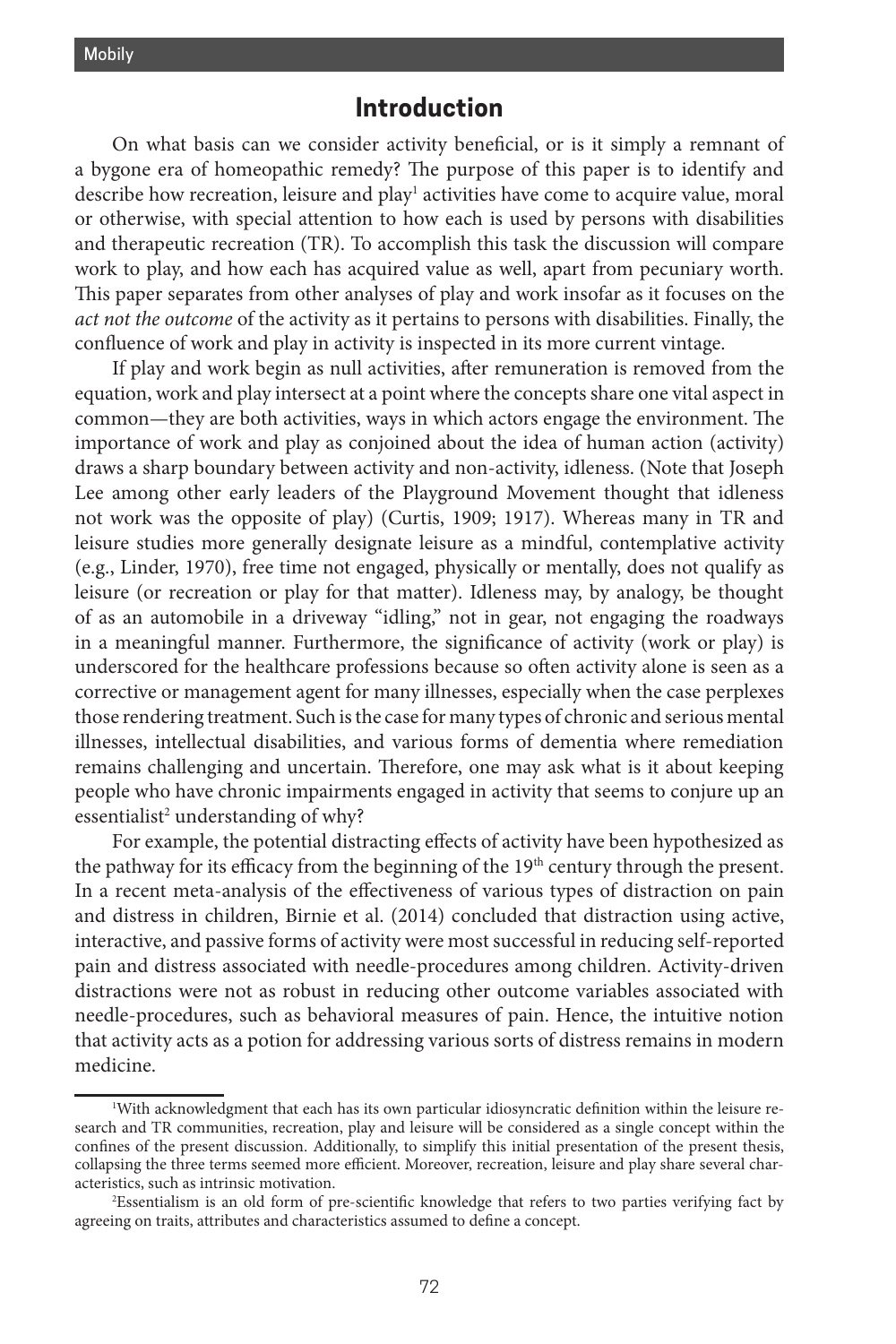## Introduction

On what basis can we consider activity beneficial, or is it simply a remnant of a bygone era of homeopathic remedy? The purpose of this paper is to identify and describe how recreation, leisure and play[1] activities have come to acquire value, moral or otherwise, with special attention to how each is used by persons with disabilities and therapeutic recreation (TR). To accomplish this task the discussion will compare work to play, and how each has acquired value as well, apart from pecuniary worth. This paper separates from other analyses of play and work insofar as it focuses on the *act not the outcome* of the activity as it pertains to persons with disabilities. Finally, the confluence of work and play in activity is inspected in its more current vintage.

If play and work begin as null activities, after remuneration is removed from the equation, work and play intersect at a point where the concepts share one vital aspect in common—they are both activities, ways in which actors engage the environment. The importance of work and play as conjoined about the idea of human action (activity) draws a sharp boundary between activity and non-activity, idleness. (Note that Joseph Lee among other early leaders of the Playground Movement thought that idleness not work was the opposite of play) (Curtis, 1909; 1917). Whereas many in TR and leisure studies more generally designate leisure as a mindful, contemplative activity (e.g., Linder, 1970), free time not engaged, physically or mentally, does not qualify as leisure (or recreation or play for that matter). Idleness may, by analogy, be thought of as an automobile in a driveway "idling," not in gear, not engaging the roadways in a meaningful manner. Furthermore, the significance of activity (work or play) is underscored for the healthcare professions because so often activity alone is seen as a corrective or management agent for many illnesses, especially when the case perplexes those rendering treatment. Such is the case for many types of chronic and serious mental illnesses, intellectual disabilities, and various forms of dementia where remediation remains challenging and uncertain. Therefore, one may ask what is it about keeping people who have chronic impairments engaged in activity that seems to conjure up an essentialist[2] understanding of why?

For example, the potential distracting effects of activity have been hypothesized as the pathway for its efficacy from the beginning of the 19th century through the present. In a recent meta-analysis of the effectiveness of various types of distraction on pain and distress in children, Birnie et al. (2014) concluded that distraction using active, interactive, and passive forms of activity were most successful in reducing self-reported pain and distress associated with needle-procedures among children. Activity-driven distractions were not as robust in reducing other outcome variables associated with needle-procedures, such as behavioral measures of pain. Hence, the intuitive notion that activity acts as a potion for addressing various sorts of distress remains in modern medicine.

[1]With acknowledgment that each has its own particular idiosyncratic definition within the leisure research and TR communities, recreation, play and leisure will be considered as a single concept within the confines of the present discussion. Additionally, to simplify this initial presentation of the present thesis, collapsing the three terms seemed more efficient. Moreover, recreation, leisure and play share several characteristics, such as intrinsic motivation.

[2]Essentialism is an old form of pre-scientific knowledge that refers to two parties verifying fact by agreeing on traits, attributes and characteristics assumed to define a concept.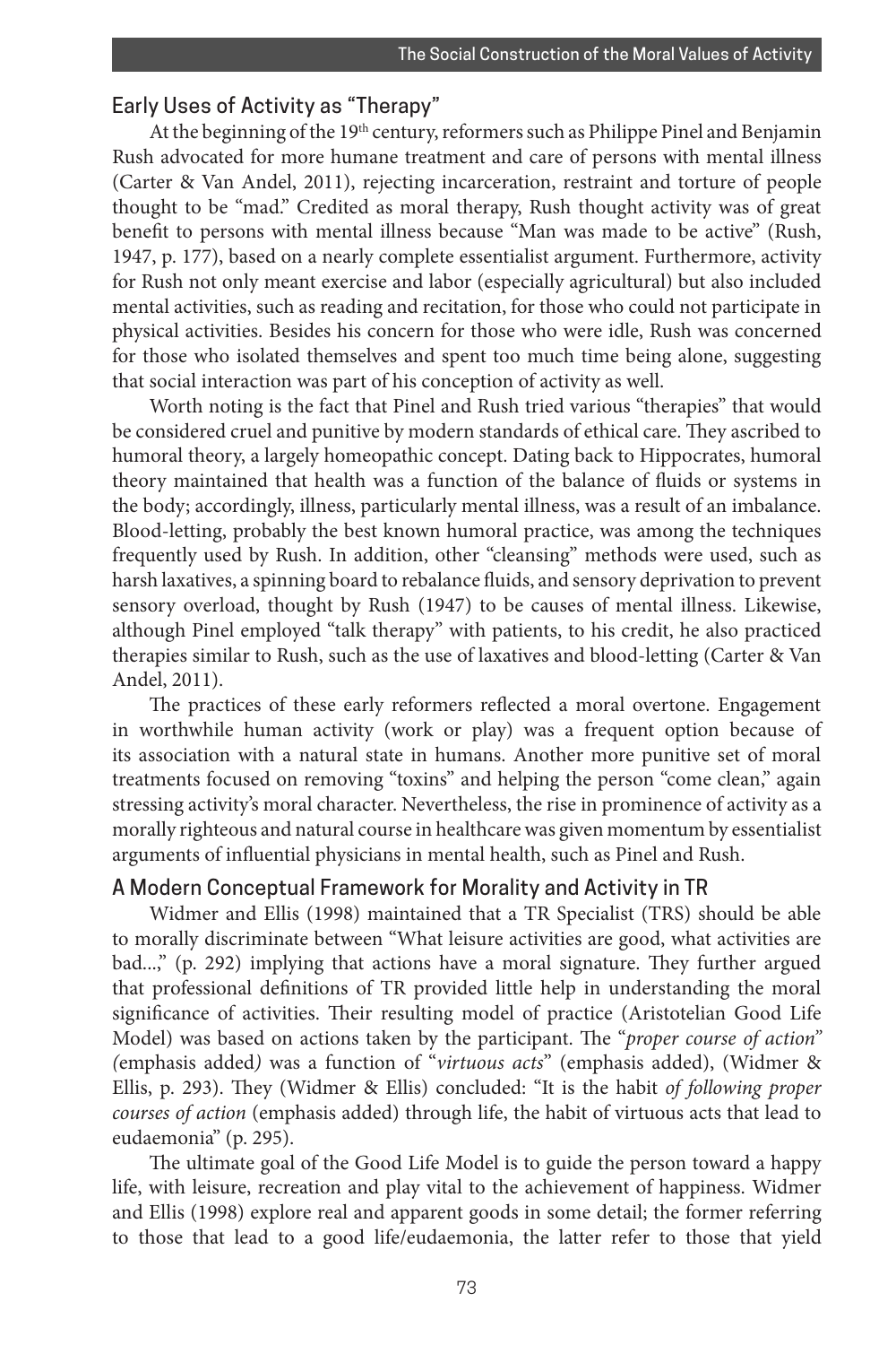## Early Uses of Activity as "Therapy"

At the beginning of the 19th century, reformers such as Philippe Pinel and Benjamin Rush advocated for more humane treatment and care of persons with mental illness (Carter & Van Andel, 2011), rejecting incarceration, restraint and torture of people thought to be "mad." Credited as moral therapy, Rush thought activity was of great benefit to persons with mental illness because "Man was made to be active" (Rush, 1947, p. 177), based on a nearly complete essentialist argument. Furthermore, activity for Rush not only meant exercise and labor (especially agricultural) but also included mental activities, such as reading and recitation, for those who could not participate in physical activities. Besides his concern for those who were idle, Rush was concerned for those who isolated themselves and spent too much time being alone, suggesting that social interaction was part of his conception of activity as well.

Worth noting is the fact that Pinel and Rush tried various "therapies" that would be considered cruel and punitive by modern standards of ethical care. They ascribed to humoral theory, a largely homeopathic concept. Dating back to Hippocrates, humoral theory maintained that health was a function of the balance of fluids or systems in the body; accordingly, illness, particularly mental illness, was a result of an imbalance. Blood-letting, probably the best known humoral practice, was among the techniques frequently used by Rush. In addition, other "cleansing" methods were used, such as harsh laxatives, a spinning board to rebalance fluids, and sensory deprivation to prevent sensory overload, thought by Rush (1947) to be causes of mental illness. Likewise, although Pinel employed "talk therapy" with patients, to his credit, he also practiced therapies similar to Rush, such as the use of laxatives and blood-letting (Carter & Van Andel, 2011).

The practices of these early reformers reflected a moral overtone. Engagement in worthwhile human activity (work or play) was a frequent option because of its association with a natural state in humans. Another more punitive set of moral treatments focused on removing "toxins" and helping the person "come clean," again stressing activity's moral character. Nevertheless, the rise in prominence of activity as a morally righteous and natural course in healthcare was given momentum by essentialist arguments of influential physicians in mental health, such as Pinel and Rush.

## A Modern Conceptual Framework for Morality and Activity in TR

Widmer and Ellis (1998) maintained that a TR Specialist (TRS) should be able to morally discriminate between "What leisure activities are good, what activities are bad...," (p. 292) implying that actions have a moral signature. They further argued that professional definitions of TR provided little help in understanding the moral significance of activities. Their resulting model of practice (Aristotelian Good Life Model) was based on actions taken by the participant. The "*proper course of action*" *(*emphasis added*)* was a function of "*virtuous acts*" (emphasis added), (Widmer & Ellis, p. 293). They (Widmer & Ellis) concluded: "It is the habit *of following proper courses of action* (emphasis added) through life, the habit of virtuous acts that lead to eudaemonia" (p. 295).

The ultimate goal of the Good Life Model is to guide the person toward a happy life, with leisure, recreation and play vital to the achievement of happiness. Widmer and Ellis (1998) explore real and apparent goods in some detail; the former referring to those that lead to a good life/eudaemonia, the latter refer to those that yield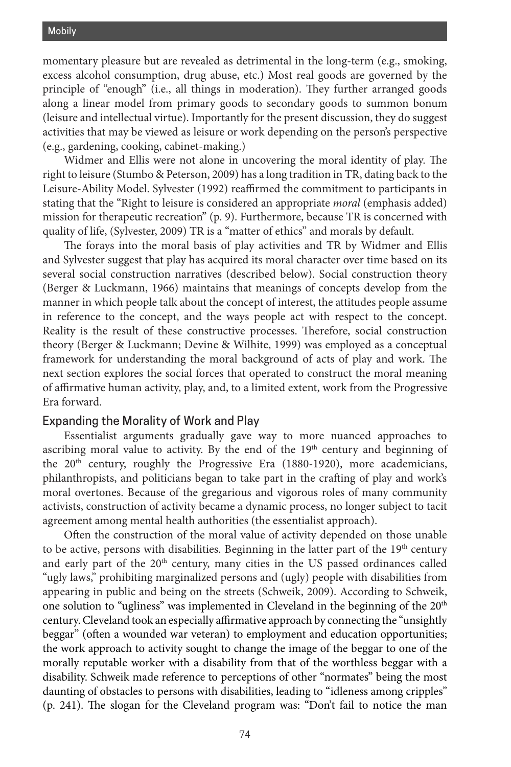momentary pleasure but are revealed as detrimental in the long-term (e.g., smoking, excess alcohol consumption, drug abuse, etc.) Most real goods are governed by the principle of "enough" (i.e., all things in moderation). They further arranged goods along a linear model from primary goods to secondary goods to summon bonum (leisure and intellectual virtue). Importantly for the present discussion, they do suggest activities that may be viewed as leisure or work depending on the person's perspective (e.g., gardening, cooking, cabinet-making.)

Widmer and Ellis were not alone in uncovering the moral identity of play. The right to leisure (Stumbo & Peterson, 2009) has a long tradition in TR, dating back to the Leisure-Ability Model. Sylvester (1992) reaffirmed the commitment to participants in stating that the "Right to leisure is considered an appropriate *moral* (emphasis added) mission for therapeutic recreation" (p. 9). Furthermore, because TR is concerned with quality of life, (Sylvester, 2009) TR is a "matter of ethics" and morals by default.

The forays into the moral basis of play activities and TR by Widmer and Ellis and Sylvester suggest that play has acquired its moral character over time based on its several social construction narratives (described below). Social construction theory (Berger & Luckmann, 1966) maintains that meanings of concepts develop from the manner in which people talk about the concept of interest, the attitudes people assume in reference to the concept, and the ways people act with respect to the concept. Reality is the result of these constructive processes. Therefore, social construction theory (Berger & Luckmann; Devine & Wilhite, 1999) was employed as a conceptual framework for understanding the moral background of acts of play and work. The next section explores the social forces that operated to construct the moral meaning of affirmative human activity, play, and, to a limited extent, work from the Progressive Era forward.

## Expanding the Morality of Work and Play

Essentialist arguments gradually gave way to more nuanced approaches to ascribing moral value to activity. By the end of the 19th century and beginning of the 20th century, roughly the Progressive Era (1880-1920), more academicians, philanthropists, and politicians began to take part in the crafting of play and work's moral overtones. Because of the gregarious and vigorous roles of many community activists, construction of activity became a dynamic process, no longer subject to tacit agreement among mental health authorities (the essentialist approach).

Often the construction of the moral value of activity depended on those unable to be active, persons with disabilities. Beginning in the latter part of the 19th century and early part of the 20th century, many cities in the US passed ordinances called "ugly laws," prohibiting marginalized persons and (ugly) people with disabilities from appearing in public and being on the streets (Schweik, 2009). According to Schweik, one solution to "ugliness" was implemented in Cleveland in the beginning of the 20th century. Cleveland took an especially affirmative approach by connecting the "unsightly beggar" (often a wounded war veteran) to employment and education opportunities; the work approach to activity sought to change the image of the beggar to one of the morally reputable worker with a disability from that of the worthless beggar with a disability. Schweik made reference to perceptions of other "normates" being the most daunting of obstacles to persons with disabilities, leading to "idleness among cripples" (p. 241). The slogan for the Cleveland program was: "Don't fail to notice the man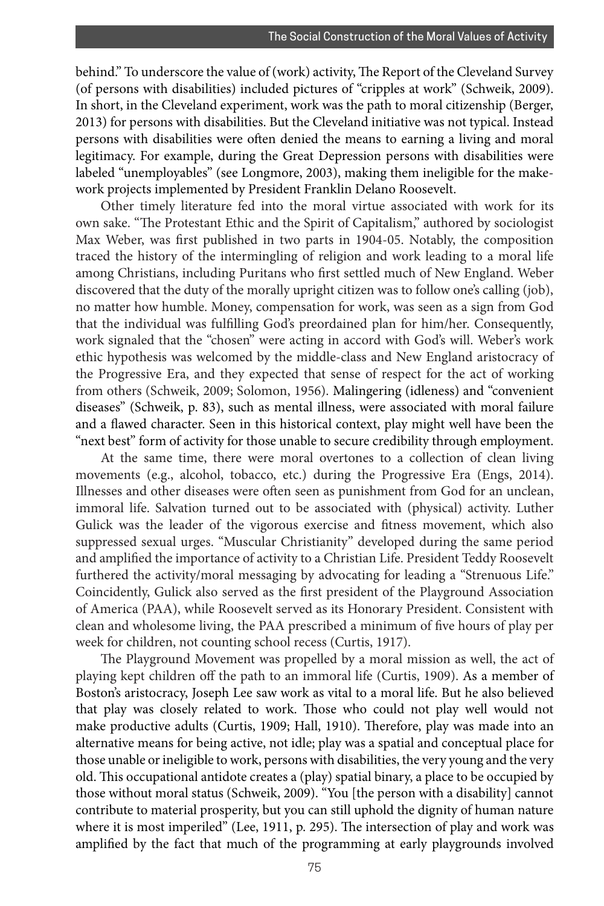behind." To underscore the value of (work) activity, The Report of the Cleveland Survey (of persons with disabilities) included pictures of "cripples at work" (Schweik, 2009). In short, in the Cleveland experiment, work was the path to moral citizenship (Berger, 2013) for persons with disabilities. But the Cleveland initiative was not typical. Instead persons with disabilities were often denied the means to earning a living and moral legitimacy. For example, during the Great Depression persons with disabilities were labeled "unemployables" (see Longmore, 2003), making them ineligible for the make-work projects implemented by President Franklin Delano Roosevelt.

Other timely literature fed into the moral virtue associated with work for its own sake. "The Protestant Ethic and the Spirit of Capitalism," authored by sociologist Max Weber, was first published in two parts in 1904-05. Notably, the composition traced the history of the intermingling of religion and work leading to a moral life among Christians, including Puritans who first settled much of New England. Weber discovered that the duty of the morally upright citizen was to follow one's calling (job), no matter how humble. Money, compensation for work, was seen as a sign from God that the individual was fulfilling God's preordained plan for him/her. Consequently, work signaled that the "chosen" were acting in accord with God's will. Weber's work ethic hypothesis was welcomed by the middle-class and New England aristocracy of the Progressive Era, and they expected that sense of respect for the act of working from others (Schweik, 2009; Solomon, 1956). Malingering (idleness) and "convenient diseases" (Schweik, p. 83), such as mental illness, were associated with moral failure and a flawed character. Seen in this historical context, play might well have been the "next best" form of activity for those unable to secure credibility through employment.

At the same time, there were moral overtones to a collection of clean living movements (e.g., alcohol, tobacco, etc.) during the Progressive Era (Engs, 2014). Illnesses and other diseases were often seen as punishment from God for an unclean, immoral life. Salvation turned out to be associated with (physical) activity. Luther Gulick was the leader of the vigorous exercise and fitness movement, which also suppressed sexual urges. "Muscular Christianity" developed during the same period and amplified the importance of activity to a Christian Life. President Teddy Roosevelt furthered the activity/moral messaging by advocating for leading a "Strenuous Life." Coincidently, Gulick also served as the first president of the Playground Association of America (PAA), while Roosevelt served as its Honorary President. Consistent with clean and wholesome living, the PAA prescribed a minimum of five hours of play per week for children, not counting school recess (Curtis, 1917).

The Playground Movement was propelled by a moral mission as well, the act of playing kept children off the path to an immoral life (Curtis, 1909). As a member of Boston's aristocracy, Joseph Lee saw work as vital to a moral life. But he also believed that play was closely related to work. Those who could not play well would not make productive adults (Curtis, 1909; Hall, 1910). Therefore, play was made into an alternative means for being active, not idle; play was a spatial and conceptual place for those unable or ineligible to work, persons with disabilities, the very young and the very old. This occupational antidote creates a (play) spatial binary, a place to be occupied by those without moral status (Schweik, 2009). "You [the person with a disability] cannot contribute to material prosperity, but you can still uphold the dignity of human nature where it is most imperiled" (Lee, 1911, p. 295). The intersection of play and work was amplified by the fact that much of the programming at early playgrounds involved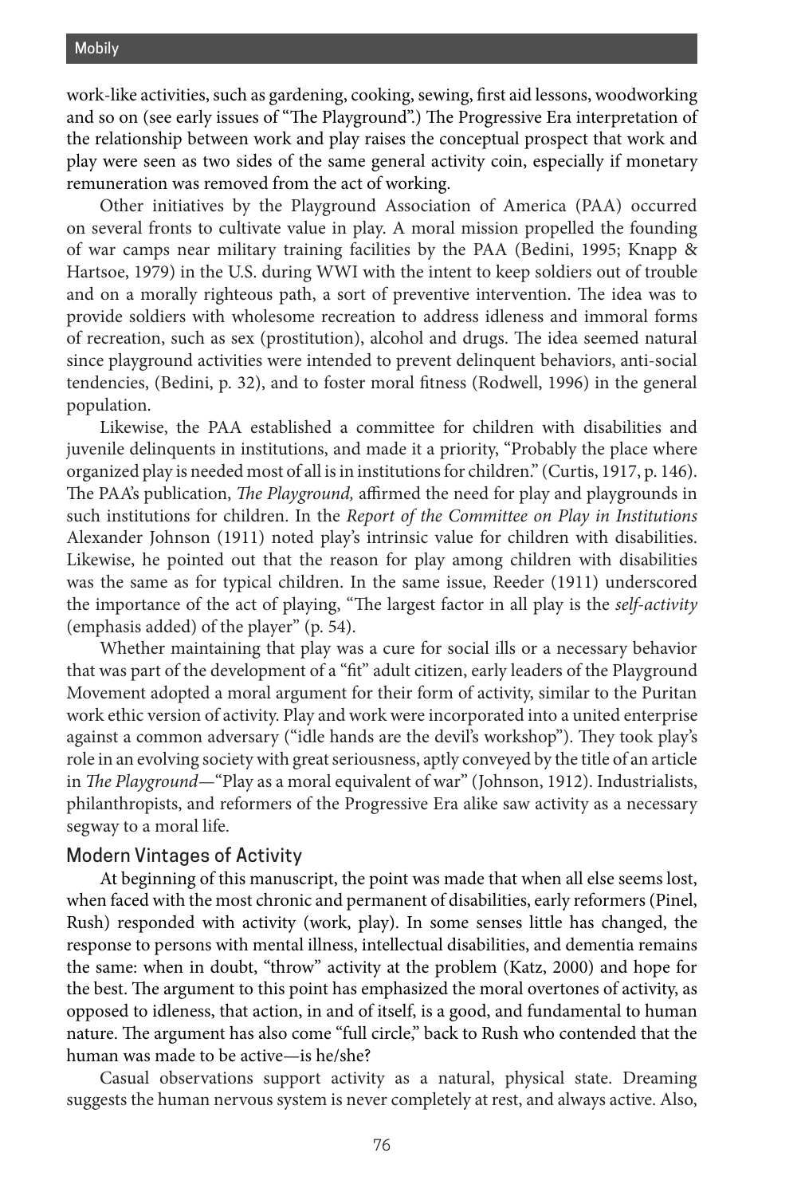work-like activities, such as gardening, cooking, sewing, first aid lessons, woodworking and so on (see early issues of "The Playground".) The Progressive Era interpretation of the relationship between work and play raises the conceptual prospect that work and play were seen as two sides of the same general activity coin, especially if monetary remuneration was removed from the act of working.

Other initiatives by the Playground Association of America (PAA) occurred on several fronts to cultivate value in play. A moral mission propelled the founding of war camps near military training facilities by the PAA (Bedini, 1995; Knapp & Hartsoe, 1979) in the U.S. during WWI with the intent to keep soldiers out of trouble and on a morally righteous path, a sort of preventive intervention. The idea was to provide soldiers with wholesome recreation to address idleness and immoral forms of recreation, such as sex (prostitution), alcohol and drugs. The idea seemed natural since playground activities were intended to prevent delinquent behaviors, anti-social tendencies, (Bedini, p. 32), and to foster moral fitness (Rodwell, 1996) in the general population.

Likewise, the PAA established a committee for children with disabilities and juvenile delinquents in institutions, and made it a priority, "Probably the place where organized play is needed most of all is in institutions for children." (Curtis, 1917, p. 146). The PAA's publication, *The Playground,* affirmed the need for play and playgrounds in such institutions for children. In the *Report of the Committee on Play in Institutions* Alexander Johnson (1911) noted play's intrinsic value for children with disabilities. Likewise, he pointed out that the reason for play among children with disabilities was the same as for typical children. In the same issue, Reeder (1911) underscored the importance of the act of playing, "The largest factor in all play is the *self-activity* (emphasis added) of the player" (p. 54).

Whether maintaining that play was a cure for social ills or a necessary behavior that was part of the development of a "fit" adult citizen, early leaders of the Playground Movement adopted a moral argument for their form of activity, similar to the Puritan work ethic version of activity. Play and work were incorporated into a united enterprise against a common adversary ("idle hands are the devil's workshop"). They took play's role in an evolving society with great seriousness, aptly conveyed by the title of an article in *The Playground*—"Play as a moral equivalent of war" (Johnson, 1912). Industrialists, philanthropists, and reformers of the Progressive Era alike saw activity as a necessary segway to a moral life.

## Modern Vintages of Activity

At beginning of this manuscript, the point was made that when all else seems lost, when faced with the most chronic and permanent of disabilities, early reformers (Pinel, Rush) responded with activity (work, play). In some senses little has changed, the response to persons with mental illness, intellectual disabilities, and dementia remains the same: when in doubt, "throw" activity at the problem (Katz, 2000) and hope for the best. The argument to this point has emphasized the moral overtones of activity, as opposed to idleness, that action, in and of itself, is a good, and fundamental to human nature. The argument has also come "full circle," back to Rush who contended that the human was made to be active—is he/she?

Casual observations support activity as a natural, physical state. Dreaming suggests the human nervous system is never completely at rest, and always active. Also,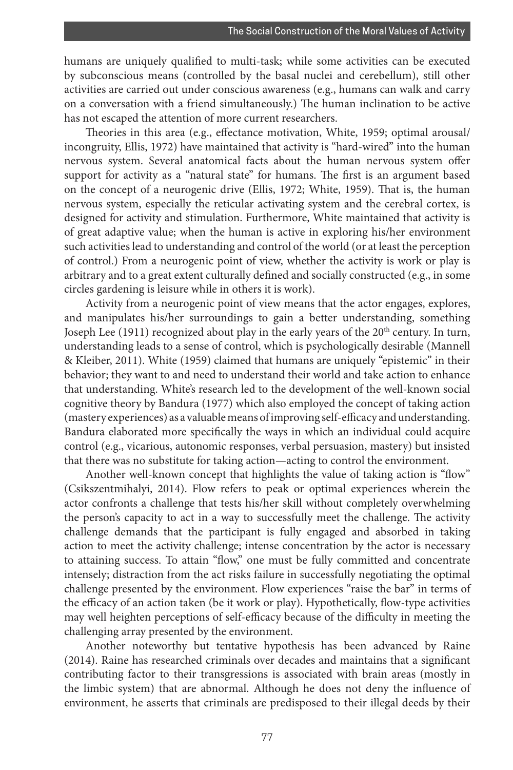humans are uniquely qualified to multi-task; while some activities can be executed by subconscious means (controlled by the basal nuclei and cerebellum), still other activities are carried out under conscious awareness (e.g., humans can walk and carry on a conversation with a friend simultaneously.) The human inclination to be active has not escaped the attention of more current researchers.

Theories in this area (e.g., effectance motivation, White, 1959; optimal arousal/incongruity, Ellis, 1972) have maintained that activity is "hard-wired" into the human nervous system. Several anatomical facts about the human nervous system offer support for activity as a "natural state" for humans. The first is an argument based on the concept of a neurogenic drive (Ellis, 1972; White, 1959). That is, the human nervous system, especially the reticular activating system and the cerebral cortex, is designed for activity and stimulation. Furthermore, White maintained that activity is of great adaptive value; when the human is active in exploring his/her environment such activities lead to understanding and control of the world (or at least the perception of control.) From a neurogenic point of view, whether the activity is work or play is arbitrary and to a great extent culturally defined and socially constructed (e.g., in some circles gardening is leisure while in others it is work).

Activity from a neurogenic point of view means that the actor engages, explores, and manipulates his/her surroundings to gain a better understanding, something Joseph Lee (1911) recognized about play in the early years of the 20th century. In turn, understanding leads to a sense of control, which is psychologically desirable (Mannell & Kleiber, 2011). White (1959) claimed that humans are uniquely "epistemic" in their behavior; they want to and need to understand their world and take action to enhance that understanding. White's research led to the development of the well-known social cognitive theory by Bandura (1977) which also employed the concept of taking action (mastery experiences) as a valuable means of improving self-efficacy and understanding. Bandura elaborated more specifically the ways in which an individual could acquire control (e.g., vicarious, autonomic responses, verbal persuasion, mastery) but insisted that there was no substitute for taking action—acting to control the environment.

Another well-known concept that highlights the value of taking action is "flow" (Csikszentmihalyi, 2014). Flow refers to peak or optimal experiences wherein the actor confronts a challenge that tests his/her skill without completely overwhelming the person's capacity to act in a way to successfully meet the challenge. The activity challenge demands that the participant is fully engaged and absorbed in taking action to meet the activity challenge; intense concentration by the actor is necessary to attaining success. To attain "flow," one must be fully committed and concentrate intensely; distraction from the act risks failure in successfully negotiating the optimal challenge presented by the environment. Flow experiences "raise the bar" in terms of the efficacy of an action taken (be it work or play). Hypothetically, flow-type activities may well heighten perceptions of self-efficacy because of the difficulty in meeting the challenging array presented by the environment.

Another noteworthy but tentative hypothesis has been advanced by Raine (2014). Raine has researched criminals over decades and maintains that a significant contributing factor to their transgressions is associated with brain areas (mostly in the limbic system) that are abnormal. Although he does not deny the influence of environment, he asserts that criminals are predisposed to their illegal deeds by their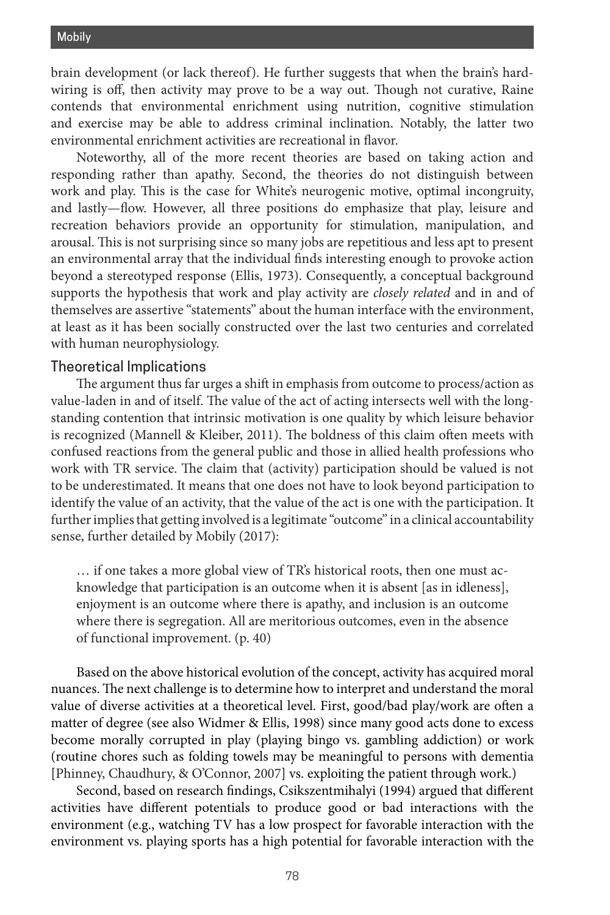brain development (or lack thereof). He further suggests that when the brain's hardwiring is off, then activity may prove to be a way out. Though not curative, Raine contends that environmental enrichment using nutrition, cognitive stimulation and exercise may be able to address criminal inclination. Notably, the latter two environmental enrichment activities are recreational in flavor.

Noteworthy, all of the more recent theories are based on taking action and responding rather than apathy. Second, the theories do not distinguish between work and play. This is the case for White's neurogenic motive, optimal incongruity, and lastly—flow. However, all three positions do emphasize that play, leisure and recreation behaviors provide an opportunity for stimulation, manipulation, and arousal. This is not surprising since so many jobs are repetitious and less apt to present an environmental array that the individual finds interesting enough to provoke action beyond a stereotyped response (Ellis, 1973). Consequently, a conceptual background supports the hypothesis that work and play activity are *closely related* and in and of themselves are assertive "statements" about the human interface with the environment, at least as it has been socially constructed over the last two centuries and correlated with human neurophysiology.

### Theoretical Implications

The argument thus far urges a shift in emphasis from outcome to process/action as value-laden in and of itself. The value of the act of acting intersects well with the longstanding contention that intrinsic motivation is one quality by which leisure behavior is recognized (Mannell & Kleiber, 2011). The boldness of this claim often meets with confused reactions from the general public and those in allied health professions who work with TR service. The claim that (activity) participation should be valued is not to be underestimated. It means that one does not have to look beyond participation to identify the value of an activity, that the value of the act is one with the participation. It further implies that getting involved is a legitimate "outcome" in a clinical accountability sense, further detailed by Mobily (2017):

> … if one takes a more global view of TR's historical roots, then one must acknowledge that participation is an outcome when it is absent [as in idleness], enjoyment is an outcome where there is apathy, and inclusion is an outcome where there is segregation. All are meritorious outcomes, even in the absence of functional improvement. (p. 40)

Based on the above historical evolution of the concept, activity has acquired moral nuances. The next challenge is to determine how to interpret and understand the moral value of diverse activities at a theoretical level. First, good/bad play/work are often a matter of degree (see also Widmer & Ellis, 1998) since many good acts done to excess become morally corrupted in play (playing bingo vs. gambling addiction) or work (routine chores such as folding towels may be meaningful to persons with dementia [Phinney, Chaudhury, & O'Connor, 2007] vs. exploiting the patient through work.)

Second, based on research findings, Csikszentmihalyi (1994) argued that different activities have different potentials to produce good or bad interactions with the environment (e.g., watching TV has a low prospect for favorable interaction with the environment vs. playing sports has a high potential for favorable interaction with the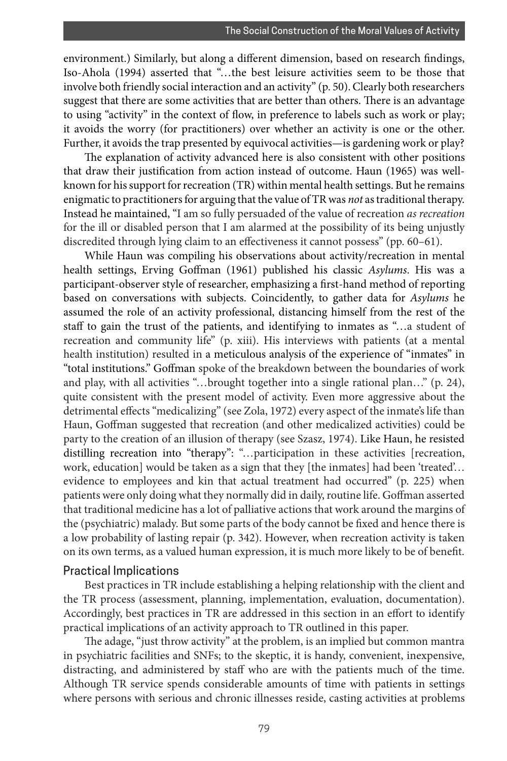environment.) Similarly, but along a different dimension, based on research findings, Iso-Ahola (1994) asserted that "…the best leisure activities seem to be those that involve both friendly social interaction and an activity" (p. 50). Clearly both researchers suggest that there are some activities that are better than others. There is an advantage to using "activity" in the context of flow, in preference to labels such as work or play; it avoids the worry (for practitioners) over whether an activity is one or the other. Further, it avoids the trap presented by equivocal activities—is gardening work or play?

The explanation of activity advanced here is also consistent with other positions that draw their justification from action instead of outcome. Haun (1965) was well-known for his support for recreation (TR) within mental health settings. But he remains enigmatic to practitioners for arguing that the value of TR was *not* as traditional therapy. Instead he maintained, "I am so fully persuaded of the value of recreation *as recreation* for the ill or disabled person that I am alarmed at the possibility of its being unjustly discredited through lying claim to an effectiveness it cannot possess" (pp. 60–61).

While Haun was compiling his observations about activity/recreation in mental health settings, Erving Goffman (1961) published his classic *Asylums*. His was a participant-observer style of researcher, emphasizing a first-hand method of reporting based on conversations with subjects. Coincidently, to gather data for *Asylums* he assumed the role of an activity professional, distancing himself from the rest of the staff to gain the trust of the patients, and identifying to inmates as "…a student of recreation and community life" (p. xiii). His interviews with patients (at a mental health institution) resulted in a meticulous analysis of the experience of "inmates" in "total institutions." Goffman spoke of the breakdown between the boundaries of work and play, with all activities "…brought together into a single rational plan…" (p. 24), quite consistent with the present model of activity. Even more aggressive about the detrimental effects "medicalizing" (see Zola, 1972) every aspect of the inmate's life than Haun, Goffman suggested that recreation (and other medicalized activities) could be party to the creation of an illusion of therapy (see Szasz, 1974). Like Haun, he resisted distilling recreation into "therapy": "…participation in these activities [recreation, work, education] would be taken as a sign that they [the inmates] had been 'treated'… evidence to employees and kin that actual treatment had occurred" (p. 225) when patients were only doing what they normally did in daily, routine life. Goffman asserted that traditional medicine has a lot of palliative actions that work around the margins of the (psychiatric) malady. But some parts of the body cannot be fixed and hence there is a low probability of lasting repair (p. 342). However, when recreation activity is taken on its own terms, as a valued human expression, it is much more likely to be of benefit.

## Practical Implications

Best practices in TR include establishing a helping relationship with the client and the TR process (assessment, planning, implementation, evaluation, documentation). Accordingly, best practices in TR are addressed in this section in an effort to identify practical implications of an activity approach to TR outlined in this paper.

The adage, "just throw activity" at the problem, is an implied but common mantra in psychiatric facilities and SNFs; to the skeptic, it is handy, convenient, inexpensive, distracting, and administered by staff who are with the patients much of the time. Although TR service spends considerable amounts of time with patients in settings where persons with serious and chronic illnesses reside, casting activities at problems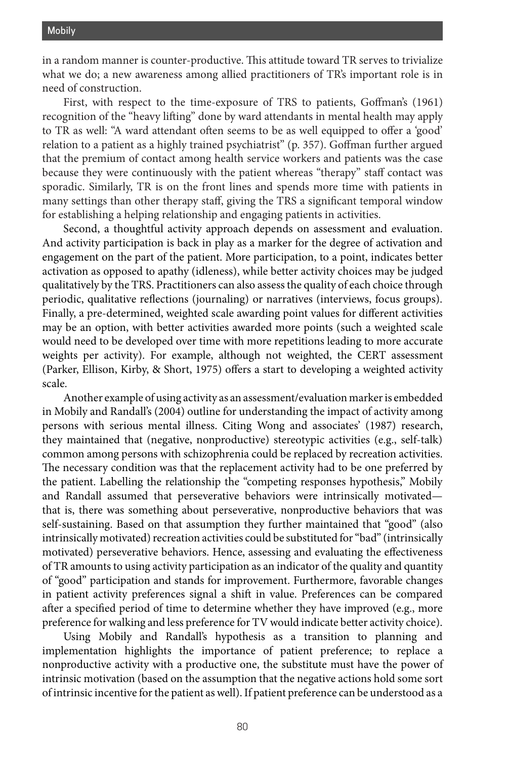in a random manner is counter-productive. This attitude toward TR serves to trivialize what we do; a new awareness among allied practitioners of TR's important role is in need of construction.

First, with respect to the time-exposure of TRS to patients, Goffman's (1961) recognition of the "heavy lifting" done by ward attendants in mental health may apply to TR as well: "A ward attendant often seems to be as well equipped to offer a 'good' relation to a patient as a highly trained psychiatrist" (p. 357). Goffman further argued that the premium of contact among health service workers and patients was the case because they were continuously with the patient whereas "therapy" staff contact was sporadic. Similarly, TR is on the front lines and spends more time with patients in many settings than other therapy staff, giving the TRS a significant temporal window for establishing a helping relationship and engaging patients in activities.

Second, a thoughtful activity approach depends on assessment and evaluation. And activity participation is back in play as a marker for the degree of activation and engagement on the part of the patient. More participation, to a point, indicates better activation as opposed to apathy (idleness), while better activity choices may be judged qualitatively by the TRS. Practitioners can also assess the quality of each choice through periodic, qualitative reflections (journaling) or narratives (interviews, focus groups). Finally, a pre-determined, weighted scale awarding point values for different activities may be an option, with better activities awarded more points (such a weighted scale would need to be developed over time with more repetitions leading to more accurate weights per activity). For example, although not weighted, the CERT assessment (Parker, Ellison, Kirby, & Short, 1975) offers a start to developing a weighted activity scale.

Another example of using activity as an assessment/evaluation marker is embedded in Mobily and Randall's (2004) outline for understanding the impact of activity among persons with serious mental illness. Citing Wong and associates' (1987) research, they maintained that (negative, nonproductive) stereotypic activities (e.g., self-talk) common among persons with schizophrenia could be replaced by recreation activities. The necessary condition was that the replacement activity had to be one preferred by the patient. Labelling the relationship the "competing responses hypothesis," Mobily and Randall assumed that perseverative behaviors were intrinsically motivated—that is, there was something about perseverative, nonproductive behaviors that was self-sustaining. Based on that assumption they further maintained that "good" (also intrinsically motivated) recreation activities could be substituted for "bad" (intrinsically motivated) perseverative behaviors. Hence, assessing and evaluating the effectiveness of TR amounts to using activity participation as an indicator of the quality and quantity of "good" participation and stands for improvement. Furthermore, favorable changes in patient activity preferences signal a shift in value. Preferences can be compared after a specified period of time to determine whether they have improved (e.g., more preference for walking and less preference for TV would indicate better activity choice).

Using Mobily and Randall's hypothesis as a transition to planning and implementation highlights the importance of patient preference; to replace a nonproductive activity with a productive one, the substitute must have the power of intrinsic motivation (based on the assumption that the negative actions hold some sort of intrinsic incentive for the patient as well). If patient preference can be understood as a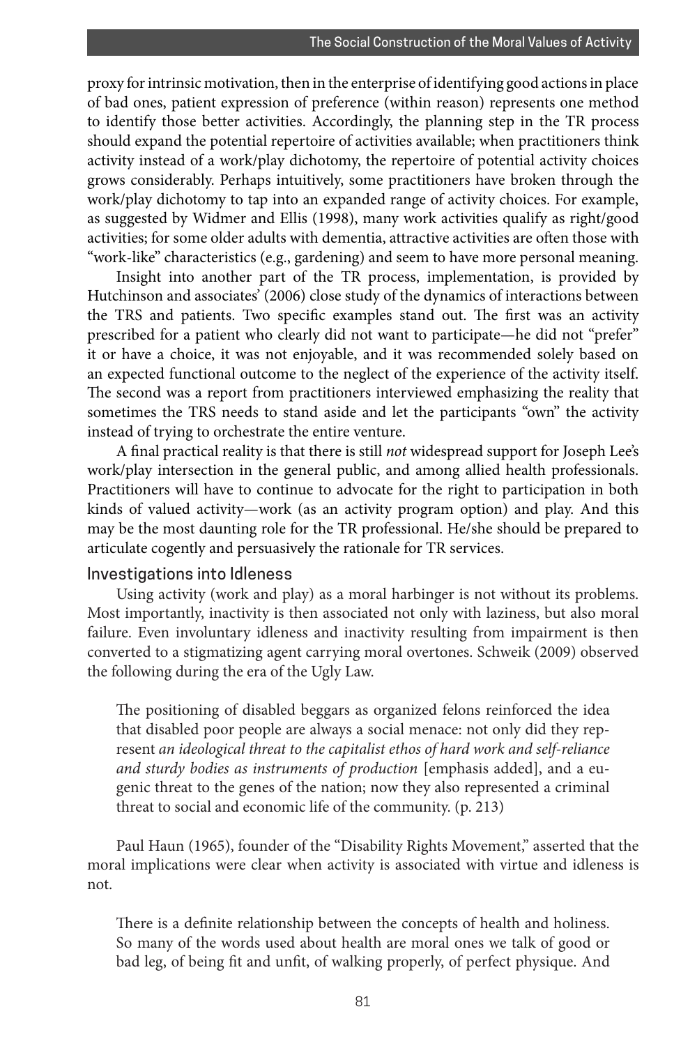proxy for intrinsic motivation, then in the enterprise of identifying good actions in place of bad ones, patient expression of preference (within reason) represents one method to identify those better activities. Accordingly, the planning step in the TR process should expand the potential repertoire of activities available; when practitioners think activity instead of a work/play dichotomy, the repertoire of potential activity choices grows considerably. Perhaps intuitively, some practitioners have broken through the work/play dichotomy to tap into an expanded range of activity choices. For example, as suggested by Widmer and Ellis (1998), many work activities qualify as right/good activities; for some older adults with dementia, attractive activities are often those with "work-like" characteristics (e.g., gardening) and seem to have more personal meaning.

Insight into another part of the TR process, implementation, is provided by Hutchinson and associates' (2006) close study of the dynamics of interactions between the TRS and patients. Two specific examples stand out. The first was an activity prescribed for a patient who clearly did not want to participate—he did not "prefer" it or have a choice, it was not enjoyable, and it was recommended solely based on an expected functional outcome to the neglect of the experience of the activity itself. The second was a report from practitioners interviewed emphasizing the reality that sometimes the TRS needs to stand aside and let the participants "own" the activity instead of trying to orchestrate the entire venture.

A final practical reality is that there is still *not* widespread support for Joseph Lee's work/play intersection in the general public, and among allied health professionals. Practitioners will have to continue to advocate for the right to participation in both kinds of valued activity—work (as an activity program option) and play. And this may be the most daunting role for the TR professional. He/she should be prepared to articulate cogently and persuasively the rationale for TR services.

## Investigations into Idleness

Using activity (work and play) as a moral harbinger is not without its problems. Most importantly, inactivity is then associated not only with laziness, but also moral failure. Even involuntary idleness and inactivity resulting from impairment is then converted to a stigmatizing agent carrying moral overtones. Schweik (2009) observed the following during the era of the Ugly Law.

> The positioning of disabled beggars as organized felons reinforced the idea that disabled poor people are always a social menace: not only did they represent *an ideological threat to the capitalist ethos of hard work and self-reliance and sturdy bodies as instruments of production* [emphasis added], and a eugenic threat to the genes of the nation; now they also represented a criminal threat to social and economic life of the community. (p. 213)

Paul Haun (1965), founder of the "Disability Rights Movement," asserted that the moral implications were clear when activity is associated with virtue and idleness is not.

> There is a definite relationship between the concepts of health and holiness. So many of the words used about health are moral ones we talk of good or bad leg, of being fit and unfit, of walking properly, of perfect physique. And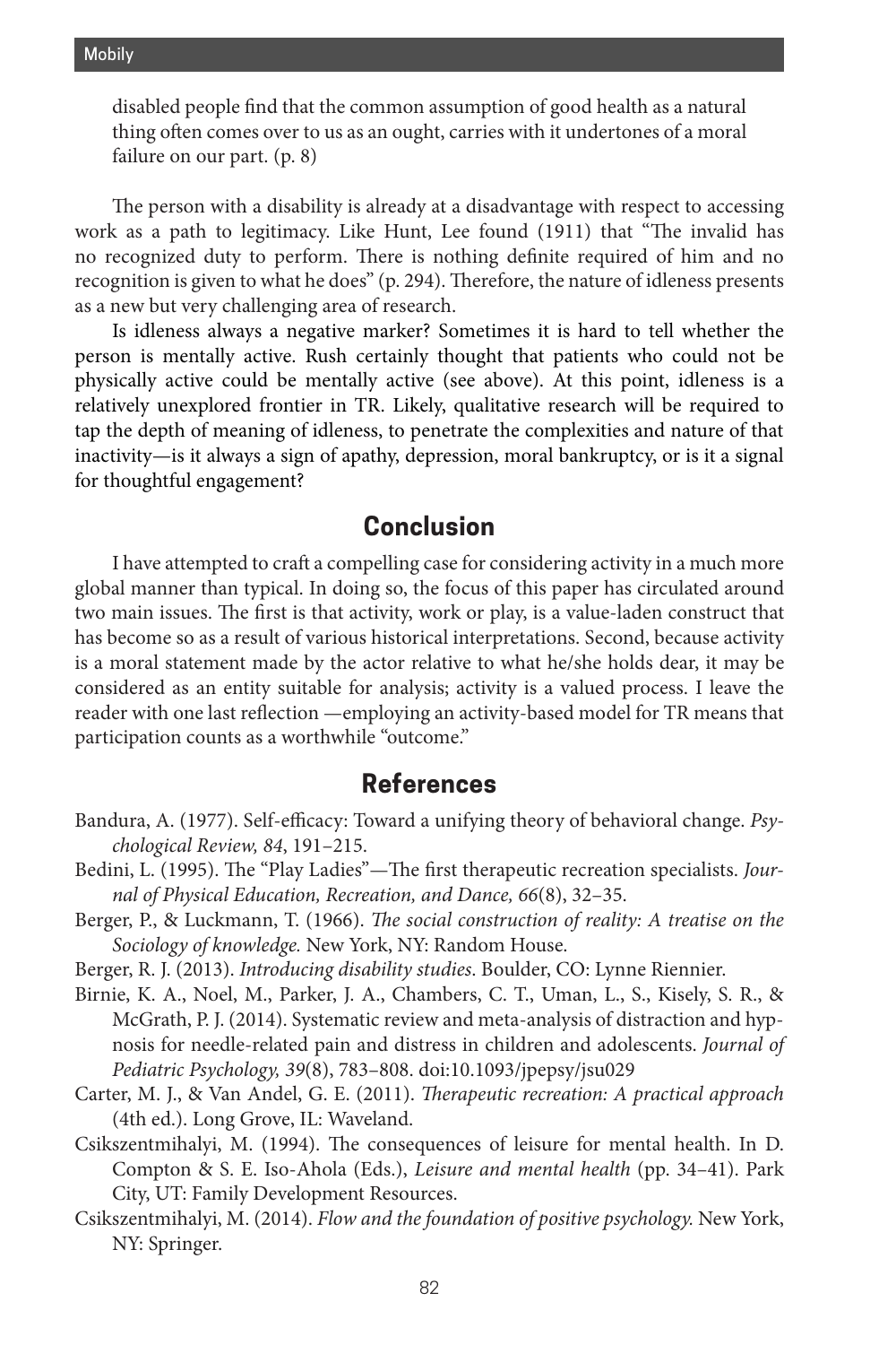> disabled people find that the common assumption of good health as a natural thing often comes over to us as an ought, carries with it undertones of a moral failure on our part. (p. 8)

The person with a disability is already at a disadvantage with respect to accessing work as a path to legitimacy. Like Hunt, Lee found (1911) that "The invalid has no recognized duty to perform. There is nothing definite required of him and no recognition is given to what he does" (p. 294). Therefore, the nature of idleness presents as a new but very challenging area of research.

Is idleness always a negative marker? Sometimes it is hard to tell whether the person is mentally active. Rush certainly thought that patients who could not be physically active could be mentally active (see above). At this point, idleness is a relatively unexplored frontier in TR. Likely, qualitative research will be required to tap the depth of meaning of idleness, to penetrate the complexities and nature of that inactivity—is it always a sign of apathy, depression, moral bankruptcy, or is it a signal for thoughtful engagement?

## Conclusion

I have attempted to craft a compelling case for considering activity in a much more global manner than typical. In doing so, the focus of this paper has circulated around two main issues. The first is that activity, work or play, is a value-laden construct that has become so as a result of various historical interpretations. Second, because activity is a moral statement made by the actor relative to what he/she holds dear, it may be considered as an entity suitable for analysis; activity is a valued process. I leave the reader with one last reflection —employing an activity-based model for TR means that participation counts as a worthwhile "outcome."

## References

Bandura, A. (1977). Self-efficacy: Toward a unifying theory of behavioral change. *Psychological Review, 84*, 191–215.

Bedini, L. (1995). The "Play Ladies"—The first therapeutic recreation specialists. *Journal of Physical Education, Recreation, and Dance, 66*(8), 32–35.

Berger, P., & Luckmann, T. (1966). *The social construction of reality: A treatise on the Sociology of knowledge.* New York, NY: Random House.

Berger, R. J. (2013). *Introducing disability studies*. Boulder, CO: Lynne Riennier.

Birnie, K. A., Noel, M., Parker, J. A., Chambers, C. T., Uman, L., S., Kisely, S. R., & McGrath, P. J. (2014). Systematic review and meta-analysis of distraction and hypnosis for needle-related pain and distress in children and adolescents. *Journal of Pediatric Psychology, 39*(8), 783–808. doi:10.1093/jpepsy/jsu029

Carter, M. J., & Van Andel, G. E. (2011). *Therapeutic recreation: A practical approach* (4th ed.). Long Grove, IL: Waveland.

Csikszentmihalyi, M. (1994). The consequences of leisure for mental health. In D. Compton & S. E. Iso-Ahola (Eds.), *Leisure and mental health* (pp. 34–41). Park City, UT: Family Development Resources.

Csikszentmihalyi, M. (2014). *Flow and the foundation of positive psychology.* New York, NY: Springer.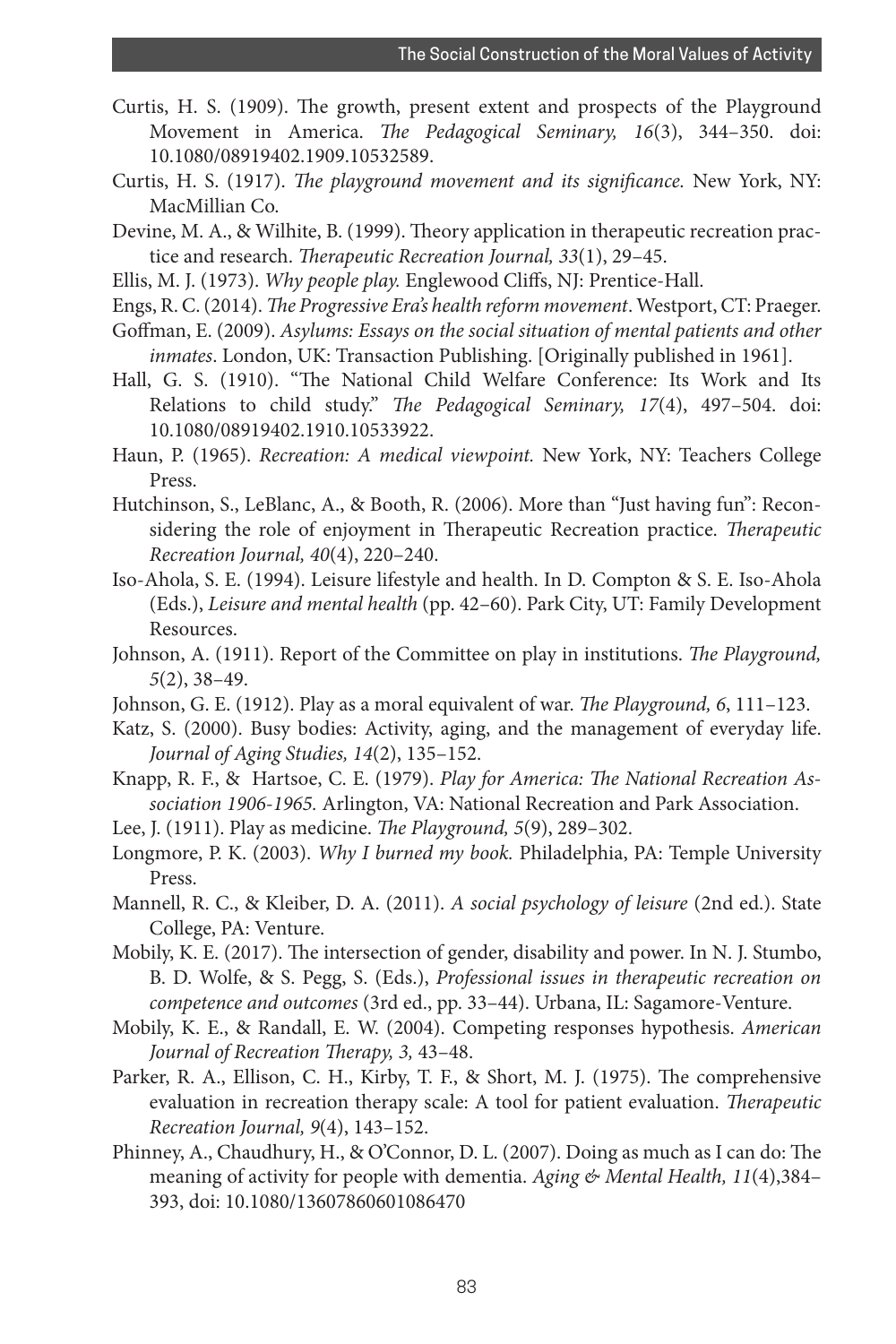Curtis, H. S. (1909). The growth, present extent and prospects of the Playground Movement in America. *The Pedagogical Seminary, 16*(3), 344–350. doi: 10.1080/08919402.1909.10532589.

Curtis, H. S. (1917). *The playground movement and its significance.* New York, NY: MacMillian Co.

Devine, M. A., & Wilhite, B. (1999). Theory application in therapeutic recreation practice and research. *Therapeutic Recreation Journal, 33*(1), 29–45.

Ellis, M. J. (1973). *Why people play.* Englewood Cliffs, NJ: Prentice-Hall.

Engs, R. C. (2014). *The Progressive Era's health reform movement*. Westport, CT: Praeger.

Goffman, E. (2009). *Asylums: Essays on the social situation of mental patients and other inmates*. London, UK: Transaction Publishing. [Originally published in 1961].

Hall, G. S. (1910). "The National Child Welfare Conference: Its Work and Its Relations to child study." *The Pedagogical Seminary, 17*(4), 497–504. doi: 10.1080/08919402.1910.10533922.

Haun, P. (1965). *Recreation: A medical viewpoint.* New York, NY: Teachers College Press.

Hutchinson, S., LeBlanc, A., & Booth, R. (2006). More than "Just having fun": Reconsidering the role of enjoyment in Therapeutic Recreation practice. *Therapeutic Recreation Journal, 40*(4), 220–240.

Iso-Ahola, S. E. (1994). Leisure lifestyle and health. In D. Compton & S. E. Iso-Ahola (Eds.), *Leisure and mental health* (pp. 42–60). Park City, UT: Family Development Resources.

Johnson, A. (1911). Report of the Committee on play in institutions. *The Playground, 5*(2), 38–49.

Johnson, G. E. (1912). Play as a moral equivalent of war. *The Playground, 6*, 111–123.

Katz, S. (2000). Busy bodies: Activity, aging, and the management of everyday life. *Journal of Aging Studies, 14*(2), 135–152.

Knapp, R. F., & Hartsoe, C. E. (1979). *Play for America: The National Recreation Association 1906-1965.* Arlington, VA: National Recreation and Park Association.

Lee, J. (1911). Play as medicine. *The Playground, 5*(9), 289–302.

Longmore, P. K. (2003). *Why I burned my book.* Philadelphia, PA: Temple University Press.

Mannell, R. C., & Kleiber, D. A. (2011). *A social psychology of leisure* (2nd ed.). State College, PA: Venture.

Mobily, K. E. (2017). The intersection of gender, disability and power. In N. J. Stumbo, B. D. Wolfe, & S. Pegg, S. (Eds.), *Professional issues in therapeutic recreation on competence and outcomes* (3rd ed., pp. 33–44). Urbana, IL: Sagamore-Venture.

Mobily, K. E., & Randall, E. W. (2004). Competing responses hypothesis. *American Journal of Recreation Therapy, 3,* 43–48.

Parker, R. A., Ellison, C. H., Kirby, T. F., & Short, M. J. (1975). The comprehensive evaluation in recreation therapy scale: A tool for patient evaluation. *Therapeutic Recreation Journal, 9*(4), 143–152.

Phinney, A., Chaudhury, H., & O'Connor, D. L. (2007). Doing as much as I can do: The meaning of activity for people with dementia. *Aging & Mental Health, 11*(4),384–393, doi: 10.1080/13607860601086470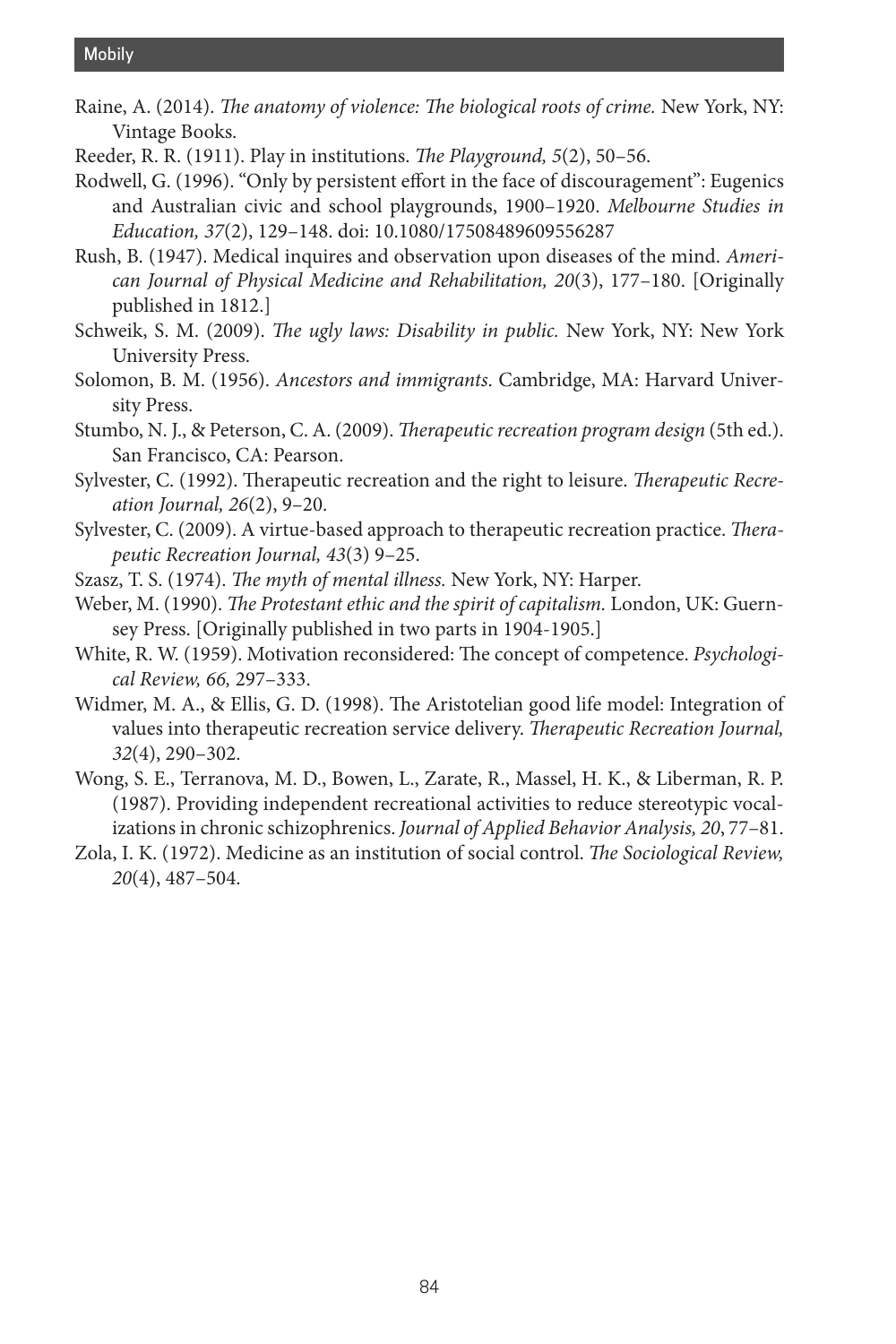Raine, A. (2014). *The anatomy of violence: The biological roots of crime.* New York, NY: Vintage Books.

Reeder, R. R. (1911). Play in institutions. *The Playground, 5*(2), 50–56.

Rodwell, G. (1996). "Only by persistent effort in the face of discouragement": Eugenics and Australian civic and school playgrounds, 1900–1920. *Melbourne Studies in Education, 37*(2), 129–148. doi: 10.1080/17508489609556287

Rush, B. (1947). Medical inquires and observation upon diseases of the mind. *American Journal of Physical Medicine and Rehabilitation, 20*(3), 177–180. [Originally published in 1812.]

Schweik, S. M. (2009). *The ugly laws: Disability in public.* New York, NY: New York University Press.

Solomon, B. M. (1956). *Ancestors and immigrants*. Cambridge, MA: Harvard University Press.

Stumbo, N. J., & Peterson, C. A. (2009). *Therapeutic recreation program design* (5th ed.). San Francisco, CA: Pearson.

Sylvester, C. (1992). Therapeutic recreation and the right to leisure. *Therapeutic Recreation Journal, 26*(2), 9–20.

Sylvester, C. (2009). A virtue-based approach to therapeutic recreation practice. *Therapeutic Recreation Journal, 43*(3) 9–25.

Szasz, T. S. (1974). *The myth of mental illness.* New York, NY: Harper.

Weber, M. (1990). *The Protestant ethic and the spirit of capitalism.* London, UK: Guernsey Press. [Originally published in two parts in 1904-1905.]

White, R. W. (1959). Motivation reconsidered: The concept of competence. *Psychological Review, 66,* 297–333.

Widmer, M. A., & Ellis, G. D. (1998). The Aristotelian good life model: Integration of values into therapeutic recreation service delivery. *Therapeutic Recreation Journal, 32*(4), 290–302.

Wong, S. E., Terranova, M. D., Bowen, L., Zarate, R., Massel, H. K., & Liberman, R. P. (1987). Providing independent recreational activities to reduce stereotypic vocalizations in chronic schizophrenics. *Journal of Applied Behavior Analysis, 20*, 77–81.

Zola, I. K. (1972). Medicine as an institution of social control. *The Sociological Review, 20*(4), 487–504.